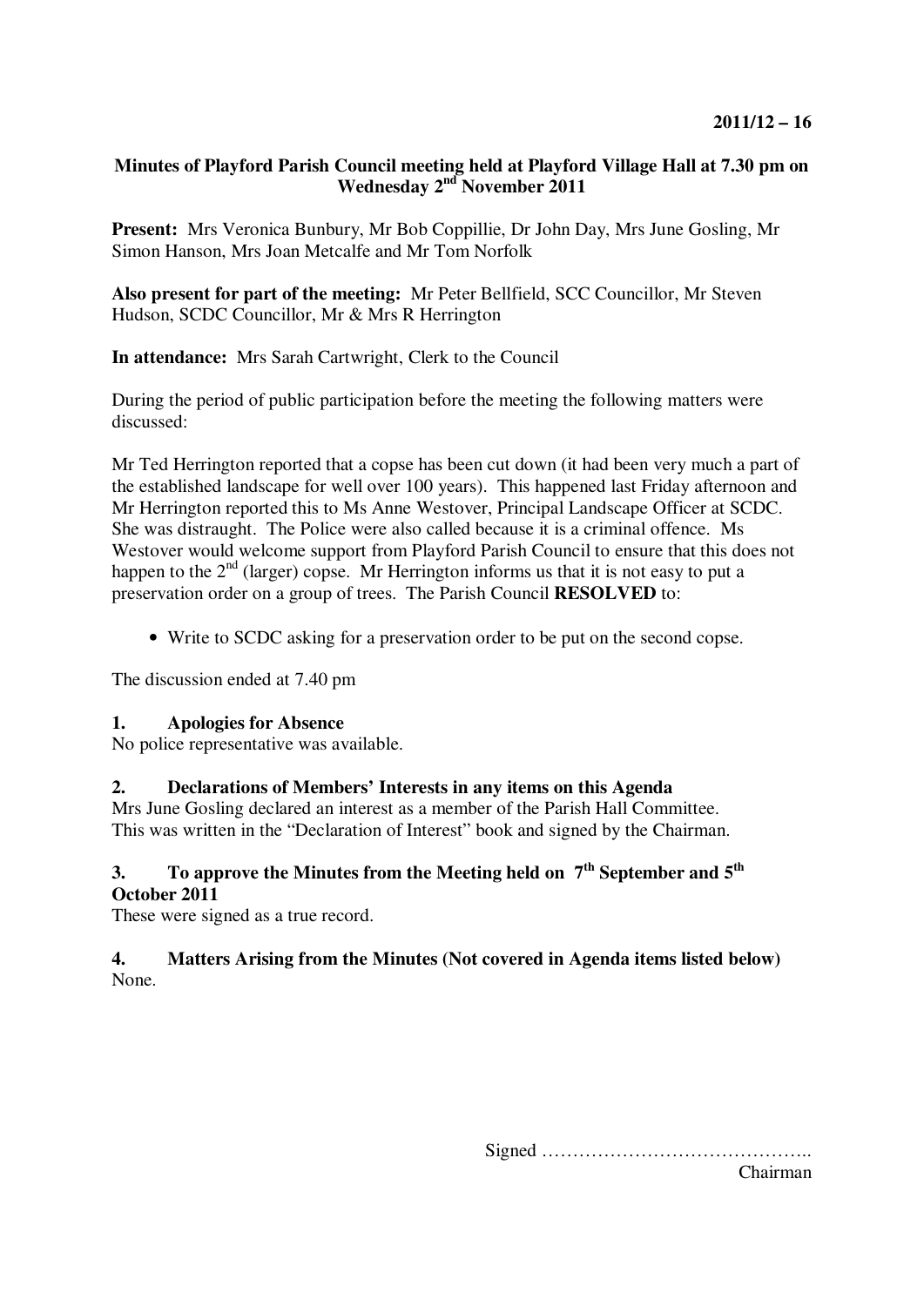**2011/12 – 16**

**Minutes of Playford Parish Council meeting held at Playford Village Hall at 7.30 pm on Wednesday 2nd November 2011**

**Present:** Mrs Veronica Bunbury, Mr Bob Coppillie, Dr John Day, Mrs June Gosling, Mr Simon Hanson, Mrs Joan Metcalfe and Mr Tom Norfolk

**Also present for part of the meeting:** Mr Peter Bellfield, SCC Councillor, Mr Steven Hudson, SCDC Councillor, Mr & Mrs R Herrington

**In attendance:** Mrs Sarah Cartwright, Clerk to the Council

During the period of public participation before the meeting the following matters were discussed:

Mr Ted Herrington reported that a copse has been cut down (it had been very much a part of the established landscape for well over 100 years). This happened last Friday afternoon and Mr Herrington reported this to Ms Anne Westover, Principal Landscape Officer at SCDC. She was distraught. The Police were also called because it is a criminal offence. Ms Westover would welcome support from Playford Parish Council to ensure that this does not happen to the 2nd (larger) copse. Mr Herrington informs us that it is not easy to put a preservation order on a group of trees. The Parish Council **RESOLVED** to:

- Write to SCDC asking for a preservation order to be put on the second copse.

The discussion ended at 7.40 pm

**1. Apologies for Absence**

No police representative was available.

**2. Declarations of Members' Interests in any items on this Agenda**

Mrs June Gosling declared an interest as a member of the Parish Hall Committee. This was written in the "Declaration of Interest" book and signed by the Chairman.

**3. To approve the Minutes from the Meeting held on 7th September and 5th October 2011**

These were signed as a true record.

**4. Matters Arising from the Minutes (Not covered in Agenda items listed below)**

None.

Signed ……………………………………..
Chairman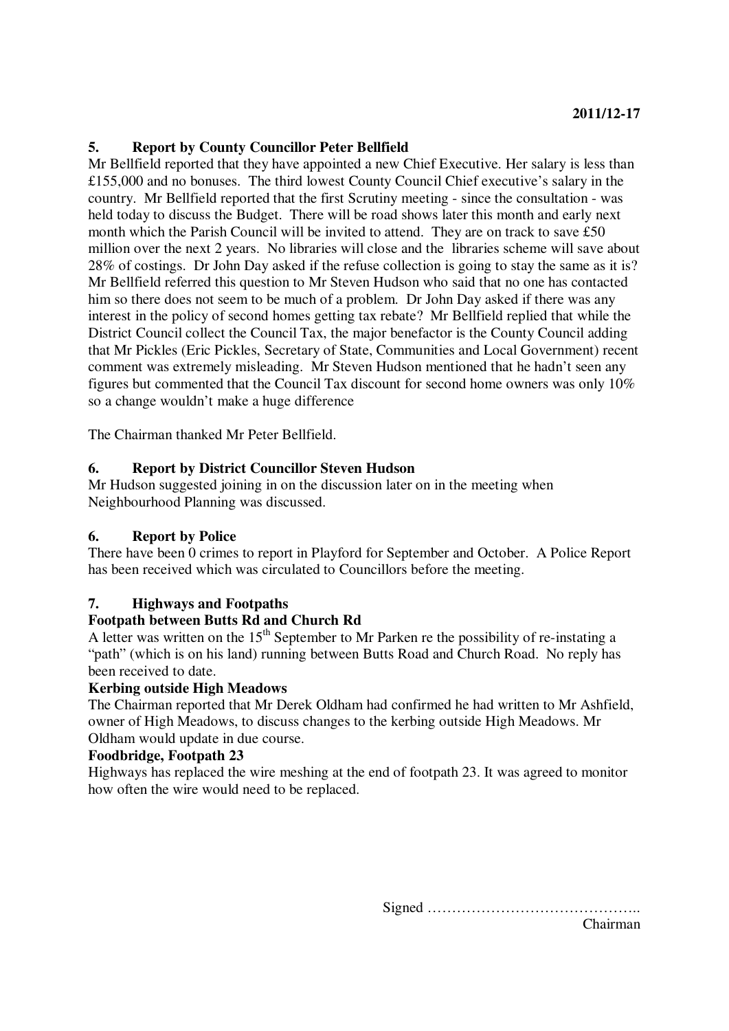**2011/12-17**

## 5. Report by County Councillor Peter Bellfield

Mr Bellfield reported that they have appointed a new Chief Executive. Her salary is less than £155,000 and no bonuses. The third lowest County Council Chief executive's salary in the country. Mr Bellfield reported that the first Scrutiny meeting - since the consultation - was held today to discuss the Budget. There will be road shows later this month and early next month which the Parish Council will be invited to attend. They are on track to save £50 million over the next 2 years. No libraries will close and the libraries scheme will save about 28% of costings. Dr John Day asked if the refuse collection is going to stay the same as it is? Mr Bellfield referred this question to Mr Steven Hudson who said that no one has contacted him so there does not seem to be much of a problem. Dr John Day asked if there was any interest in the policy of second homes getting tax rebate? Mr Bellfield replied that while the District Council collect the Council Tax, the major benefactor is the County Council adding that Mr Pickles (Eric Pickles, Secretary of State, Communities and Local Government) recent comment was extremely misleading. Mr Steven Hudson mentioned that he hadn't seen any figures but commented that the Council Tax discount for second home owners was only 10% so a change wouldn't make a huge difference

The Chairman thanked Mr Peter Bellfield.

## 6. Report by District Councillor Steven Hudson

Mr Hudson suggested joining in on the discussion later on in the meeting when Neighbourhood Planning was discussed.

## 6. Report by Police

There have been 0 crimes to report in Playford for September and October. A Police Report has been received which was circulated to Councillors before the meeting.

## 7. Highways and Footpaths

**Footpath between Butts Rd and Church Rd**

A letter was written on the 15th September to Mr Parken re the possibility of re-instating a "path" (which is on his land) running between Butts Road and Church Road. No reply has been received to date.

**Kerbing outside High Meadows**

The Chairman reported that Mr Derek Oldham had confirmed he had written to Mr Ashfield, owner of High Meadows, to discuss changes to the kerbing outside High Meadows. Mr Oldham would update in due course.

**Foodbridge, Footpath 23**

Highways has replaced the wire meshing at the end of footpath 23. It was agreed to monitor how often the wire would need to be replaced.

Signed ……………………………………..
Chairman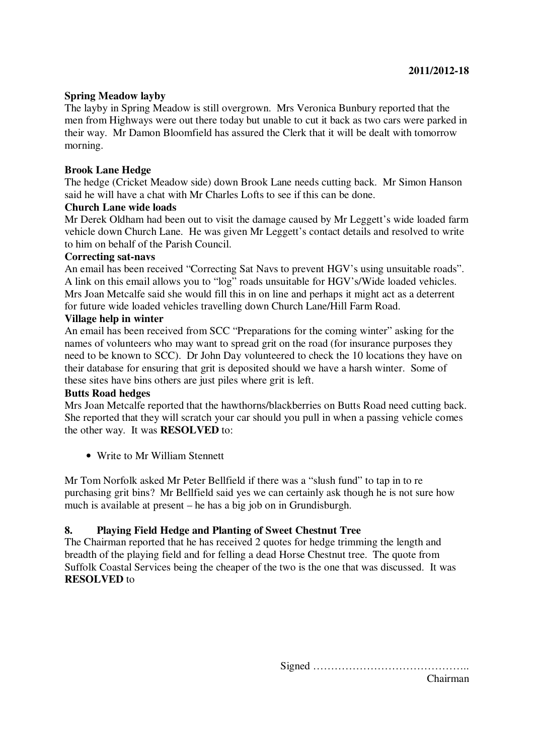**Spring Meadow layby**

The layby in Spring Meadow is still overgrown. Mrs Veronica Bunbury reported that the men from Highways were out there today but unable to cut it back as two cars were parked in their way. Mr Damon Bloomfield has assured the Clerk that it will be dealt with tomorrow morning.

**Brook Lane Hedge**

The hedge (Cricket Meadow side) down Brook Lane needs cutting back. Mr Simon Hanson said he will have a chat with Mr Charles Lofts to see if this can be done.

**Church Lane wide loads**

Mr Derek Oldham had been out to visit the damage caused by Mr Leggett's wide loaded farm vehicle down Church Lane. He was given Mr Leggett's contact details and resolved to write to him on behalf of the Parish Council.

**Correcting sat-navs**

An email has been received "Correcting Sat Navs to prevent HGV's using unsuitable roads". A link on this email allows you to "log" roads unsuitable for HGV's/Wide loaded vehicles. Mrs Joan Metcalfe said she would fill this in on line and perhaps it might act as a deterrent for future wide loaded vehicles travelling down Church Lane/Hill Farm Road.

**Village help in winter**

An email has been received from SCC "Preparations for the coming winter" asking for the names of volunteers who may want to spread grit on the road (for insurance purposes they need to be known to SCC). Dr John Day volunteered to check the 10 locations they have on their database for ensuring that grit is deposited should we have a harsh winter. Some of these sites have bins others are just piles where grit is left.

**Butts Road hedges**

Mrs Joan Metcalfe reported that the hawthorns/blackberries on Butts Road need cutting back. She reported that they will scratch your car should you pull in when a passing vehicle comes the other way. It was **RESOLVED** to:

- Write to Mr William Stennett

Mr Tom Norfolk asked Mr Peter Bellfield if there was a "slush fund" to tap in to re purchasing grit bins? Mr Bellfield said yes we can certainly ask though he is not sure how much is available at present – he has a big job on in Grundisburgh.

**8. Playing Field Hedge and Planting of Sweet Chestnut Tree**

The Chairman reported that he has received 2 quotes for hedge trimming the length and breadth of the playing field and for felling a dead Horse Chestnut tree. The quote from Suffolk Coastal Services being the cheaper of the two is the one that was discussed. It was **RESOLVED** to

Signed ……………………………………..
Chairman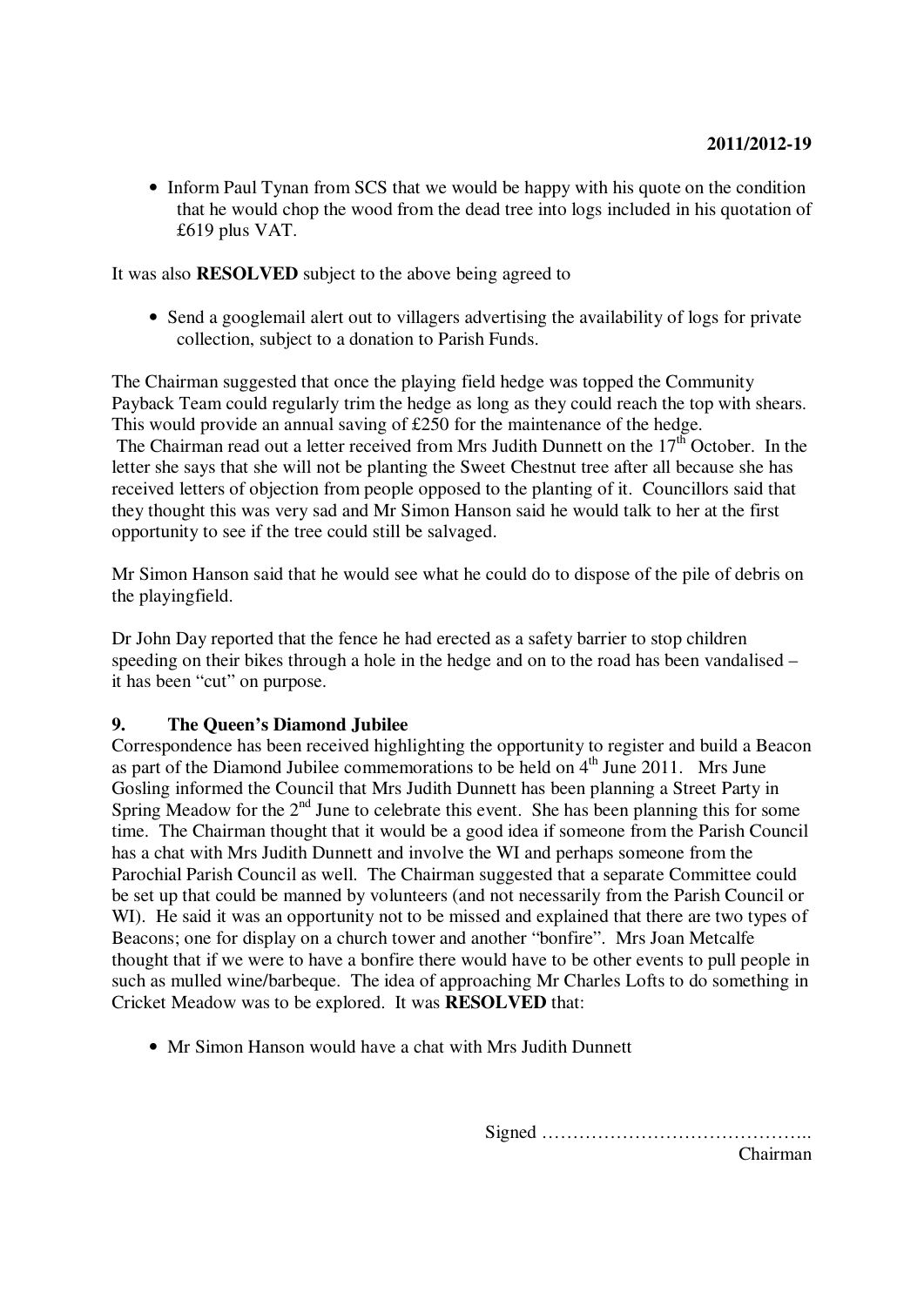- Inform Paul Tynan from SCS that we would be happy with his quote on the condition that he would chop the wood from the dead tree into logs included in his quotation of £619 plus VAT.

It was also **RESOLVED** subject to the above being agreed to

- Send a googlemail alert out to villagers advertising the availability of logs for private collection, subject to a donation to Parish Funds.

The Chairman suggested that once the playing field hedge was topped the Community Payback Team could regularly trim the hedge as long as they could reach the top with shears. This would provide an annual saving of £250 for the maintenance of the hedge.
The Chairman read out a letter received from Mrs Judith Dunnett on the 17th October. In the letter she says that she will not be planting the Sweet Chestnut tree after all because she has received letters of objection from people opposed to the planting of it. Councillors said that they thought this was very sad and Mr Simon Hanson said he would talk to her at the first opportunity to see if the tree could still be salvaged.

Mr Simon Hanson said that he would see what he could do to dispose of the pile of debris on the playingfield.

Dr John Day reported that the fence he had erected as a safety barrier to stop children speeding on their bikes through a hole in the hedge and on to the road has been vandalised – it has been "cut" on purpose.

**9. The Queen's Diamond Jubilee**

Correspondence has been received highlighting the opportunity to register and build a Beacon as part of the Diamond Jubilee commemorations to be held on 4th June 2011. Mrs June Gosling informed the Council that Mrs Judith Dunnett has been planning a Street Party in Spring Meadow for the 2nd June to celebrate this event. She has been planning this for some time. The Chairman thought that it would be a good idea if someone from the Parish Council has a chat with Mrs Judith Dunnett and involve the WI and perhaps someone from the Parochial Parish Council as well. The Chairman suggested that a separate Committee could be set up that could be manned by volunteers (and not necessarily from the Parish Council or WI). He said it was an opportunity not to be missed and explained that there are two types of Beacons; one for display on a church tower and another "bonfire". Mrs Joan Metcalfe thought that if we were to have a bonfire there would have to be other events to pull people in such as mulled wine/barbeque. The idea of approaching Mr Charles Lofts to do something in Cricket Meadow was to be explored. It was **RESOLVED** that:

- Mr Simon Hanson would have a chat with Mrs Judith Dunnett

Signed ……………………………………..
Chairman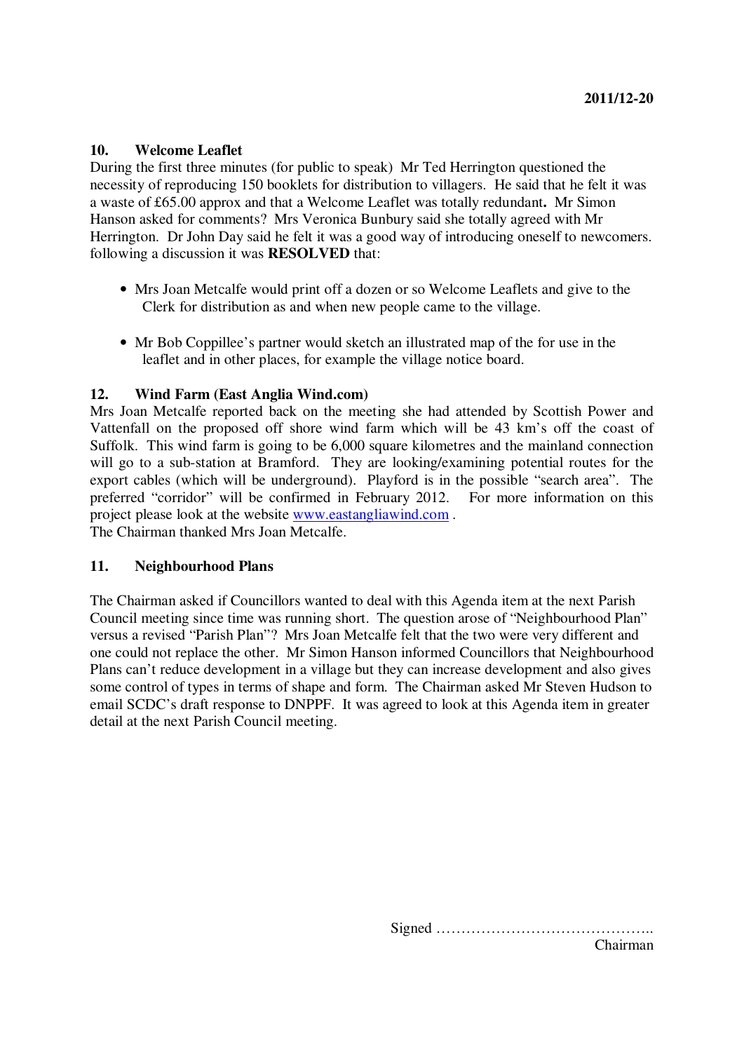**2011/12-20**

## 10. Welcome Leaflet

During the first three minutes (for public to speak) Mr Ted Herrington questioned the necessity of reproducing 150 booklets for distribution to villagers. He said that he felt it was a waste of £65.00 approx and that a Welcome Leaflet was totally redundant**.** Mr Simon Hanson asked for comments? Mrs Veronica Bunbury said she totally agreed with Mr Herrington. Dr John Day said he felt it was a good way of introducing oneself to newcomers. following a discussion it was **RESOLVED** that:

- Mrs Joan Metcalfe would print off a dozen or so Welcome Leaflets and give to the Clerk for distribution as and when new people came to the village.
- Mr Bob Coppillee's partner would sketch an illustrated map of the for use in the leaflet and in other places, for example the village notice board.

## 12. Wind Farm (East Anglia Wind.com)

Mrs Joan Metcalfe reported back on the meeting she had attended by Scottish Power and Vattenfall on the proposed off shore wind farm which will be 43 km's off the coast of Suffolk. This wind farm is going to be 6,000 square kilometres and the mainland connection will go to a sub-station at Bramford. They are looking/examining potential routes for the export cables (which will be underground). Playford is in the possible "search area". The preferred "corridor" will be confirmed in February 2012. For more information on this project please look at the website www.eastangliawind.com .
The Chairman thanked Mrs Joan Metcalfe.

## 11. Neighbourhood Plans

The Chairman asked if Councillors wanted to deal with this Agenda item at the next Parish Council meeting since time was running short. The question arose of "Neighbourhood Plan" versus a revised "Parish Plan"? Mrs Joan Metcalfe felt that the two were very different and one could not replace the other. Mr Simon Hanson informed Councillors that Neighbourhood Plans can't reduce development in a village but they can increase development and also gives some control of types in terms of shape and form. The Chairman asked Mr Steven Hudson to email SCDC's draft response to DNPPF. It was agreed to look at this Agenda item in greater detail at the next Parish Council meeting.

Signed ……………………………………..
Chairman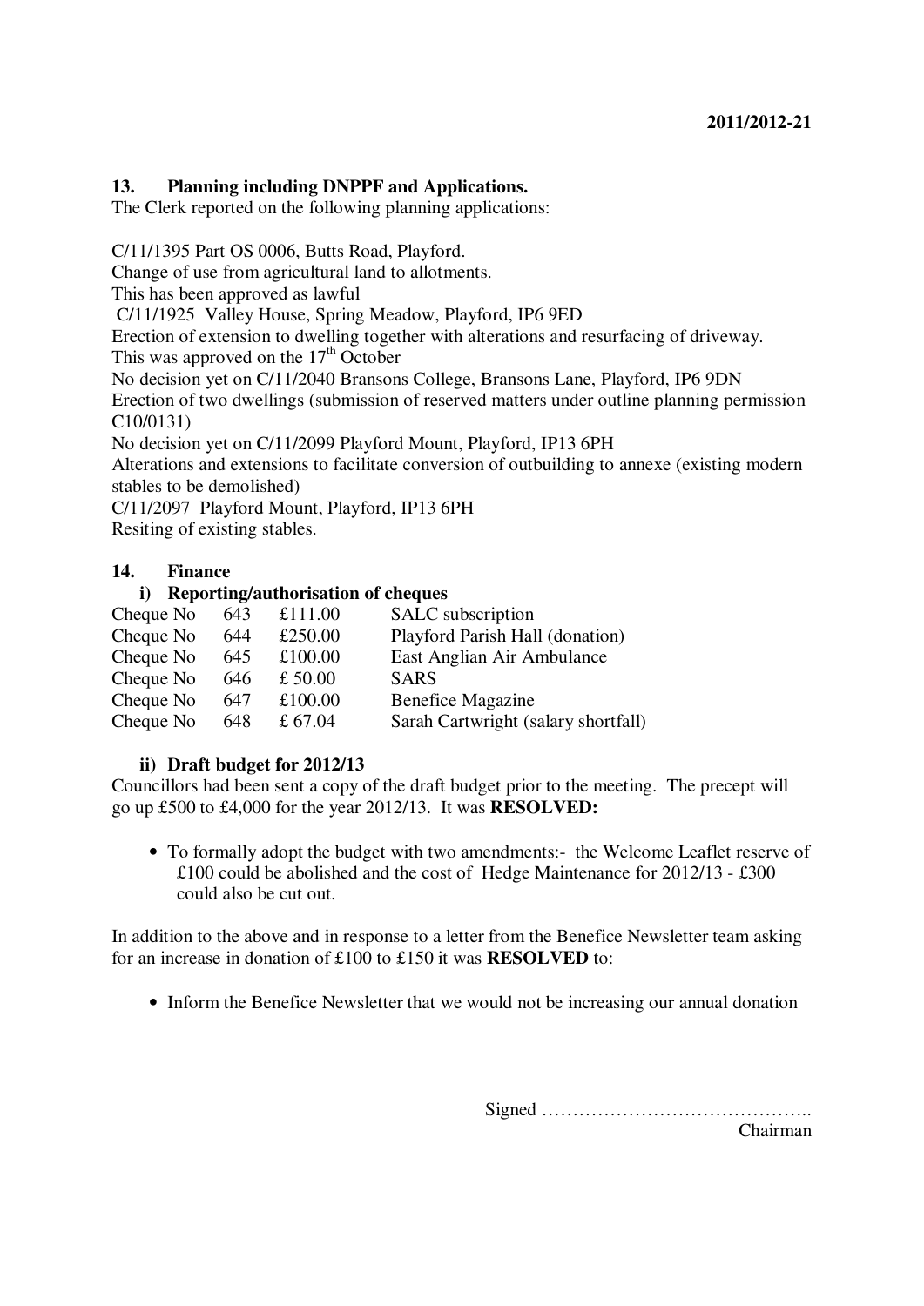## 13. Planning including DNPPF and Applications.

The Clerk reported on the following planning applications:

C/11/1395 Part OS 0006, Butts Road, Playford.
Change of use from agricultural land to allotments.
This has been approved as lawful
C/11/1925 Valley House, Spring Meadow, Playford, IP6 9ED
Erection of extension to dwelling together with alterations and resurfacing of driveway.
This was approved on the 17th October
No decision yet on C/11/2040 Bransons College, Bransons Lane, Playford, IP6 9DN
Erection of two dwellings (submission of reserved matters under outline planning permission C10/0131)
No decision yet on C/11/2099 Playford Mount, Playford, IP13 6PH
Alterations and extensions to facilitate conversion of outbuilding to annexe (existing modern stables to be demolished)
C/11/2097 Playford Mount, Playford, IP13 6PH
Resiting of existing stables.

## 14. Finance

### i) Reporting/authorisation of cheques

| | | | |
|---|---|---|---|
| Cheque No | 643 | £111.00 | SALC subscription |
| Cheque No | 644 | £250.00 | Playford Parish Hall (donation) |
| Cheque No | 645 | £100.00 | East Anglian Air Ambulance |
| Cheque No | 646 | £ 50.00 | SARS |
| Cheque No | 647 | £100.00 | Benefice Magazine |
| Cheque No | 648 | £ 67.04 | Sarah Cartwright (salary shortfall) |

### ii) Draft budget for 2012/13

Councillors had been sent a copy of the draft budget prior to the meeting. The precept will go up £500 to £4,000 for the year 2012/13. It was **RESOLVED:**

- To formally adopt the budget with two amendments:- the Welcome Leaflet reserve of £100 could be abolished and the cost of Hedge Maintenance for 2012/13 - £300 could also be cut out.

In addition to the above and in response to a letter from the Benefice Newsletter team asking for an increase in donation of £100 to £150 it was **RESOLVED** to:

- Inform the Benefice Newsletter that we would not be increasing our annual donation

Signed ……………………………………..
Chairman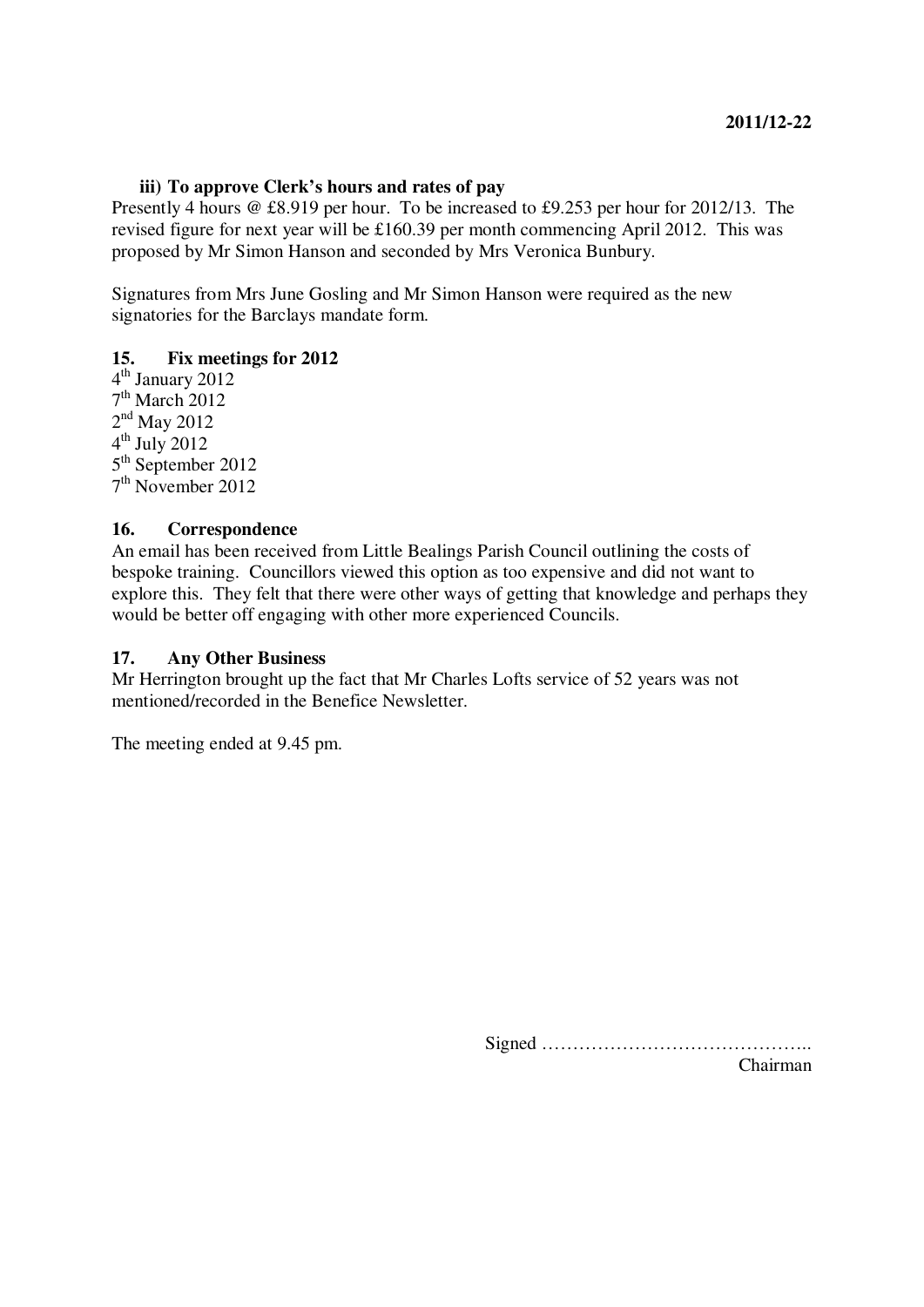**iii) To approve Clerk's hours and rates of pay**

Presently 4 hours @ £8.919 per hour. To be increased to £9.253 per hour for 2012/13. The revised figure for next year will be £160.39 per month commencing April 2012. This was proposed by Mr Simon Hanson and seconded by Mrs Veronica Bunbury.

Signatures from Mrs June Gosling and Mr Simon Hanson were required as the new signatories for the Barclays mandate form.

## 15. Fix meetings for 2012

4th January 2012
7th March 2012
2nd May 2012
4th July 2012
5th September 2012
7th November 2012

## 16. Correspondence

An email has been received from Little Bealings Parish Council outlining the costs of bespoke training. Councillors viewed this option as too expensive and did not want to explore this. They felt that there were other ways of getting that knowledge and perhaps they would be better off engaging with other more experienced Councils.

## 17. Any Other Business

Mr Herrington brought up the fact that Mr Charles Lofts service of 52 years was not mentioned/recorded in the Benefice Newsletter.

The meeting ended at 9.45 pm.

Signed ……………………………………..
Chairman